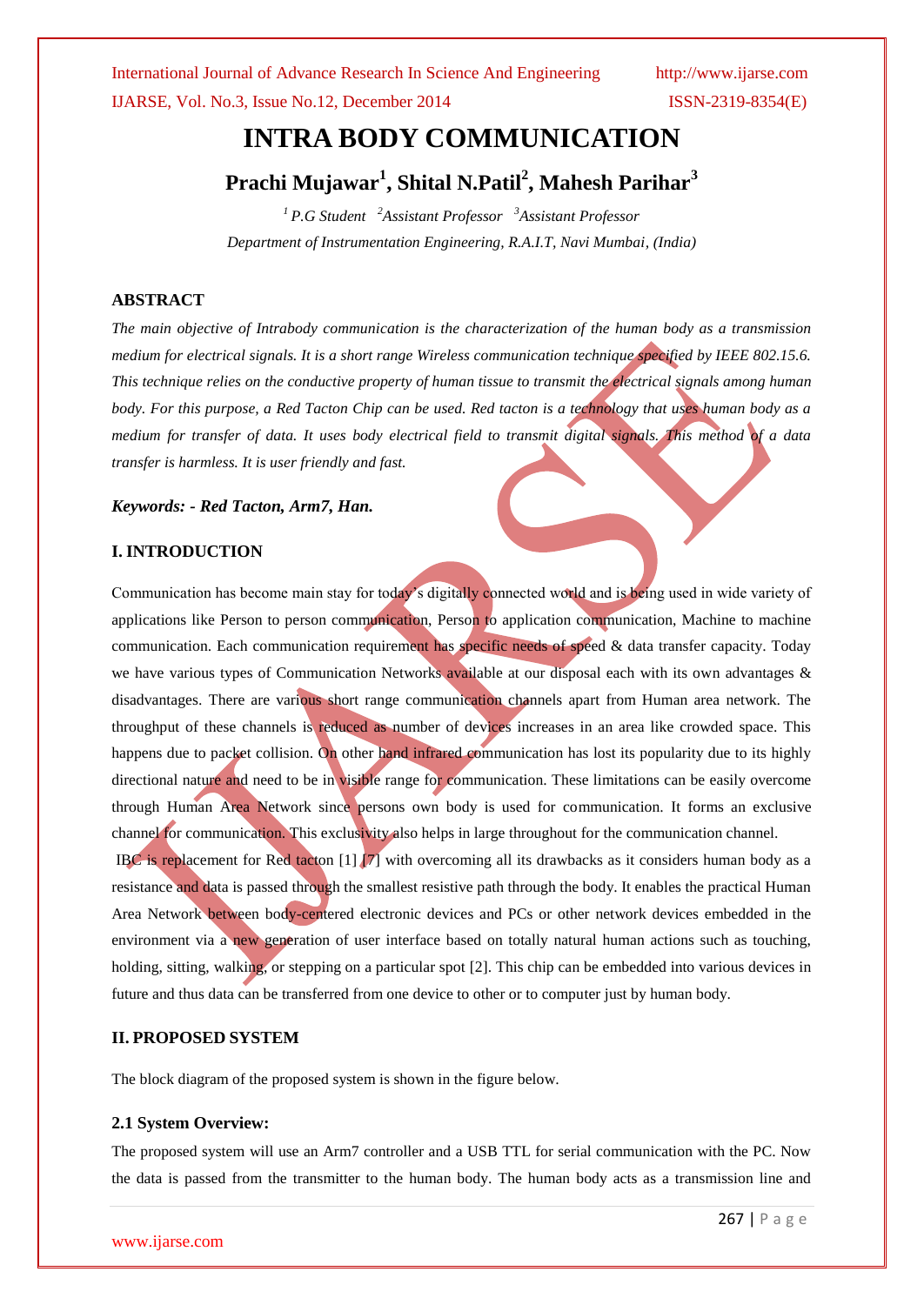# INTRA BODY COMMUNICATION

## Prachi Mujawar[1], Shital N.Patil[2], Mahesh Parihar[3]

*[1] P.G Student [2]Assistant Professor [3]Assistant Professor*

*Department of Instrumentation Engineering, R.A.I.T, Navi Mumbai, (India)*

### ABSTRACT

*The main objective of Intrabody communication is the characterization of the human body as a transmission medium for electrical signals. It is a short range Wireless communication technique specified by IEEE 802.15.6. This technique relies on the conductive property of human tissue to transmit the electrical signals among human body. For this purpose, a Red Tacton Chip can be used. Red tacton is a technology that uses human body as a medium for transfer of data. It uses body electrical field to transmit digital signals. This method of a data transfer is harmless. It is user friendly and fast.*

***Keywords: - Red Tacton, Arm7, Han.***

### I. INTRODUCTION

Communication has become main stay for today's digitally connected world and is being used in wide variety of applications like Person to person communication, Person to application communication, Machine to machine communication. Each communication requirement has specific needs of speed & data transfer capacity. Today we have various types of Communication Networks available at our disposal each with its own advantages & disadvantages. There are various short range communication channels apart from Human area network. The throughput of these channels is reduced as number of devices increases in an area like crowded space. This happens due to packet collision. On other hand infrared communication has lost its popularity due to its highly directional nature and need to be in visible range for communication. These limitations can be easily overcome through Human Area Network since persons own body is used for communication. It forms an exclusive channel for communication. This exclusivity also helps in large throughout for the communication channel.

IBC is replacement for Red tacton [1] [7] with overcoming all its drawbacks as it considers human body as a resistance and data is passed through the smallest resistive path through the body. It enables the practical Human Area Network between body-centered electronic devices and PCs or other network devices embedded in the environment via a new generation of user interface based on totally natural human actions such as touching, holding, sitting, walking, or stepping on a particular spot [2]. This chip can be embedded into various devices in future and thus data can be transferred from one device to other or to computer just by human body.

### II. PROPOSED SYSTEM

The block diagram of the proposed system is shown in the figure below.

#### 2.1 System Overview:

The proposed system will use an Arm7 controller and a USB TTL for serial communication with the PC. Now the data is passed from the transmitter to the human body. The human body acts as a transmission line and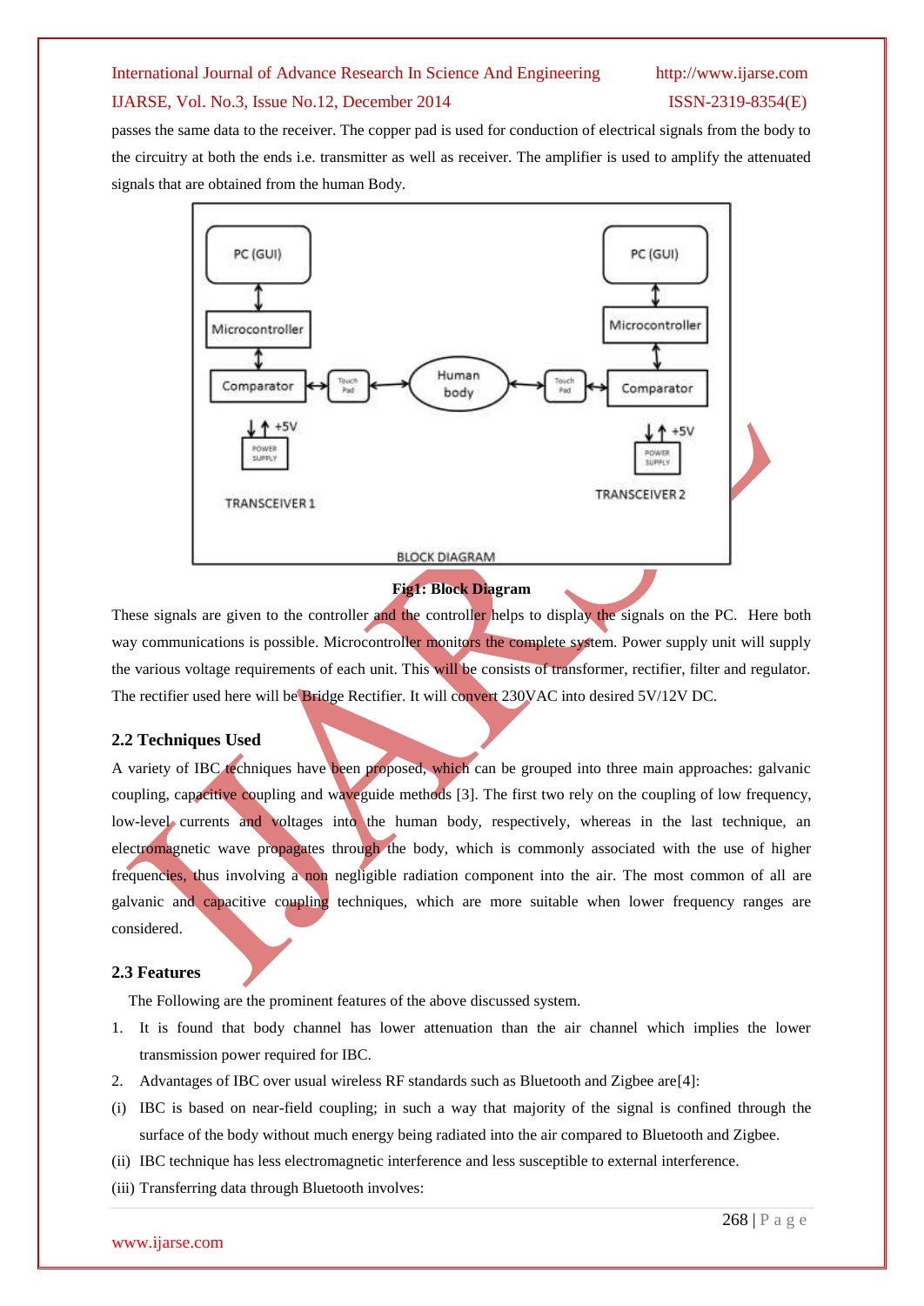passes the same data to the receiver. The copper pad is used for conduction of electrical signals from the body to the circuitry at both the ends i.e. transmitter as well as receiver. The amplifier is used to amplify the attenuated signals that are obtained from the human Body.

**Fig1: Block Diagram**

These signals are given to the controller and the controller helps to display the signals on the PC. Here both way communications is possible. Microcontroller monitors the complete system. Power supply unit will supply the various voltage requirements of each unit. This will be consists of transformer, rectifier, filter and regulator. The rectifier used here will be Bridge Rectifier. It will convert 230VAC into desired 5V/12V DC.

### 2.2 Techniques Used

A variety of IBC techniques have been proposed, which can be grouped into three main approaches: galvanic coupling, capacitive coupling and waveguide methods [3]. The first two rely on the coupling of low frequency, low-level currents and voltages into the human body, respectively, whereas in the last technique, an electromagnetic wave propagates through the body, which is commonly associated with the use of higher frequencies, thus involving a non negligible radiation component into the air. The most common of all are galvanic and capacitive coupling techniques, which are more suitable when lower frequency ranges are considered.

### 2.3 Features

The Following are the prominent features of the above discussed system.

1. It is found that body channel has lower attenuation than the air channel which implies the lower transmission power required for IBC.
2. Advantages of IBC over usual wireless RF standards such as Bluetooth and Zigbee are[4]:

(i) IBC is based on near-field coupling; in such a way that majority of the signal is confined through the surface of the body without much energy being radiated into the air compared to Bluetooth and Zigbee.

(ii) IBC technique has less electromagnetic interference and less susceptible to external interference.

(iii) Transferring data through Bluetooth involves: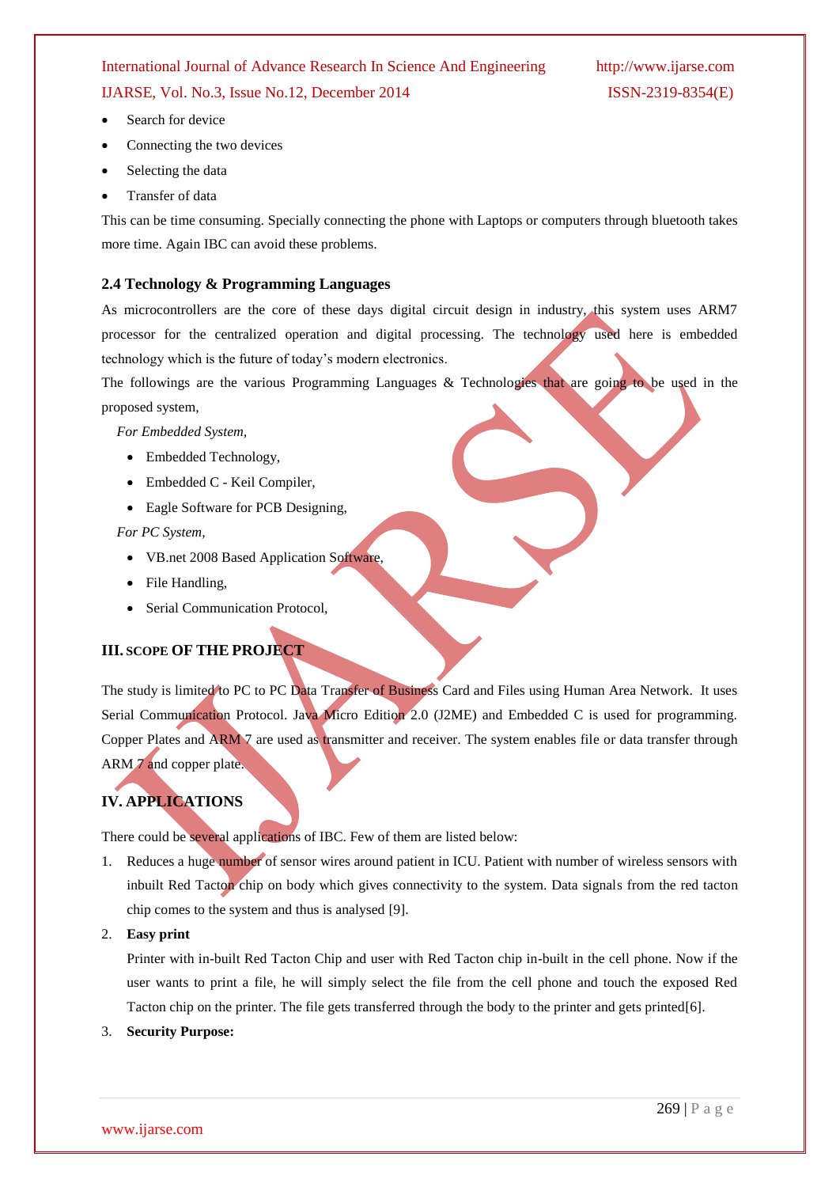- Search for device
- Connecting the two devices
- Selecting the data
- Transfer of data

This can be time consuming. Specially connecting the phone with Laptops or computers through bluetooth takes more time. Again IBC can avoid these problems.

### 2.4 Technology & Programming Languages

As microcontrollers are the core of these days digital circuit design in industry, this system uses ARM7 processor for the centralized operation and digital processing. The technology used here is embedded technology which is the future of today's modern electronics.

The followings are the various Programming Languages & Technologies that are going to be used in the proposed system,

*For Embedded System,*

- Embedded Technology,
- Embedded C - Keil Compiler,
- Eagle Software for PCB Designing,

*For PC System,*

- VB.net 2008 Based Application Software,
- File Handling,
- Serial Communication Protocol,

## III. SCOPE OF THE PROJECT

The study is limited to PC to PC Data Transfer of Business Card and Files using Human Area Network. It uses Serial Communication Protocol. Java Micro Edition 2.0 (J2ME) and Embedded C is used for programming. Copper Plates and ARM 7 are used as transmitter and receiver. The system enables file or data transfer through ARM 7 and copper plate.

## IV. APPLICATIONS

There could be several applications of IBC. Few of them are listed below:

1. Reduces a huge number of sensor wires around patient in ICU. Patient with number of wireless sensors with inbuilt Red Tacton chip on body which gives connectivity to the system. Data signals from the red tacton chip comes to the system and thus is analysed [9].
2. **Easy print**

   Printer with in-built Red Tacton Chip and user with Red Tacton chip in-built in the cell phone. Now if the user wants to print a file, he will simply select the file from the cell phone and touch the exposed Red Tacton chip on the printer. The file gets transferred through the body to the printer and gets printed[6].
3. **Security Purpose:**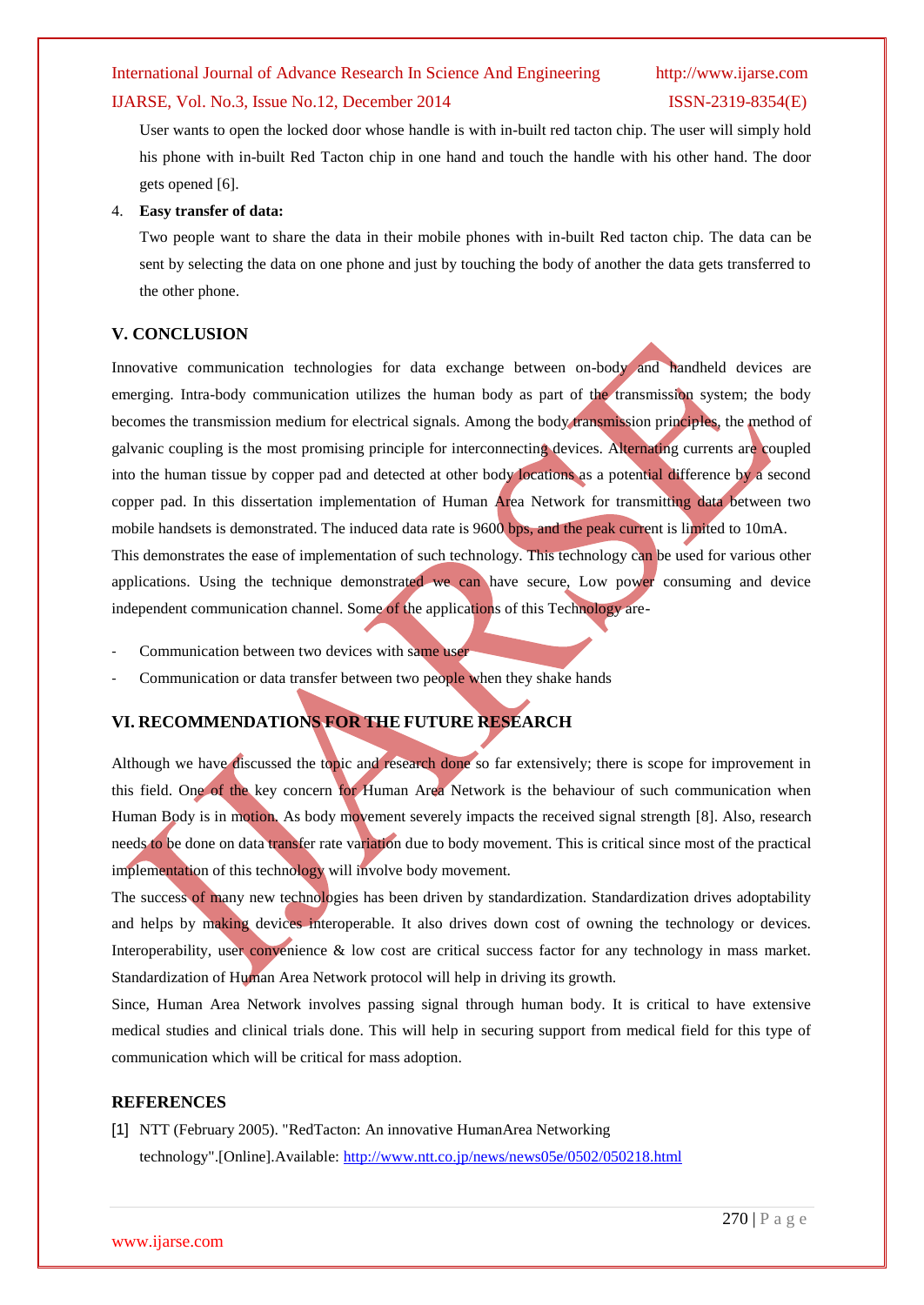User wants to open the locked door whose handle is with in-built red tacton chip. The user will simply hold his phone with in-built Red Tacton chip in one hand and touch the handle with his other hand. The door gets opened [6].

4. **Easy transfer of data:**

   Two people want to share the data in their mobile phones with in-built Red tacton chip. The data can be sent by selecting the data on one phone and just by touching the body of another the data gets transferred to the other phone.

## V. CONCLUSION

Innovative communication technologies for data exchange between on-body and handheld devices are emerging. Intra-body communication utilizes the human body as part of the transmission system; the body becomes the transmission medium for electrical signals. Among the body transmission principles, the method of galvanic coupling is the most promising principle for interconnecting devices. Alternating currents are coupled into the human tissue by copper pad and detected at other body locations as a potential difference by a second copper pad. In this dissertation implementation of Human Area Network for transmitting data between two mobile handsets is demonstrated. The induced data rate is 9600 bps, and the peak current is limited to 10mA.

This demonstrates the ease of implementation of such technology. This technology can be used for various other applications. Using the technique demonstrated we can have secure, Low power consuming and device independent communication channel. Some of the applications of this Technology are-

- Communication between two devices with same user
- Communication or data transfer between two people when they shake hands

## VI. RECOMMENDATIONS FOR THE FUTURE RESEARCH

Although we have discussed the topic and research done so far extensively; there is scope for improvement in this field. One of the key concern for Human Area Network is the behaviour of such communication when Human Body is in motion. As body movement severely impacts the received signal strength [8]. Also, research needs to be done on data transfer rate variation due to body movement. This is critical since most of the practical implementation of this technology will involve body movement.

The success of many new technologies has been driven by standardization. Standardization drives adoptability and helps by making devices interoperable. It also drives down cost of owning the technology or devices. Interoperability, user convenience & low cost are critical success factor for any technology in mass market. Standardization of Human Area Network protocol will help in driving its growth.

Since, Human Area Network involves passing signal through human body. It is critical to have extensive medical studies and clinical trials done. This will help in securing support from medical field for this type of communication which will be critical for mass adoption.

## REFERENCES

[1] NTT (February 2005). "RedTacton: An innovative HumanArea Networking technology".[Online].Available: http://www.ntt.co.jp/news/news05e/0502/050218.html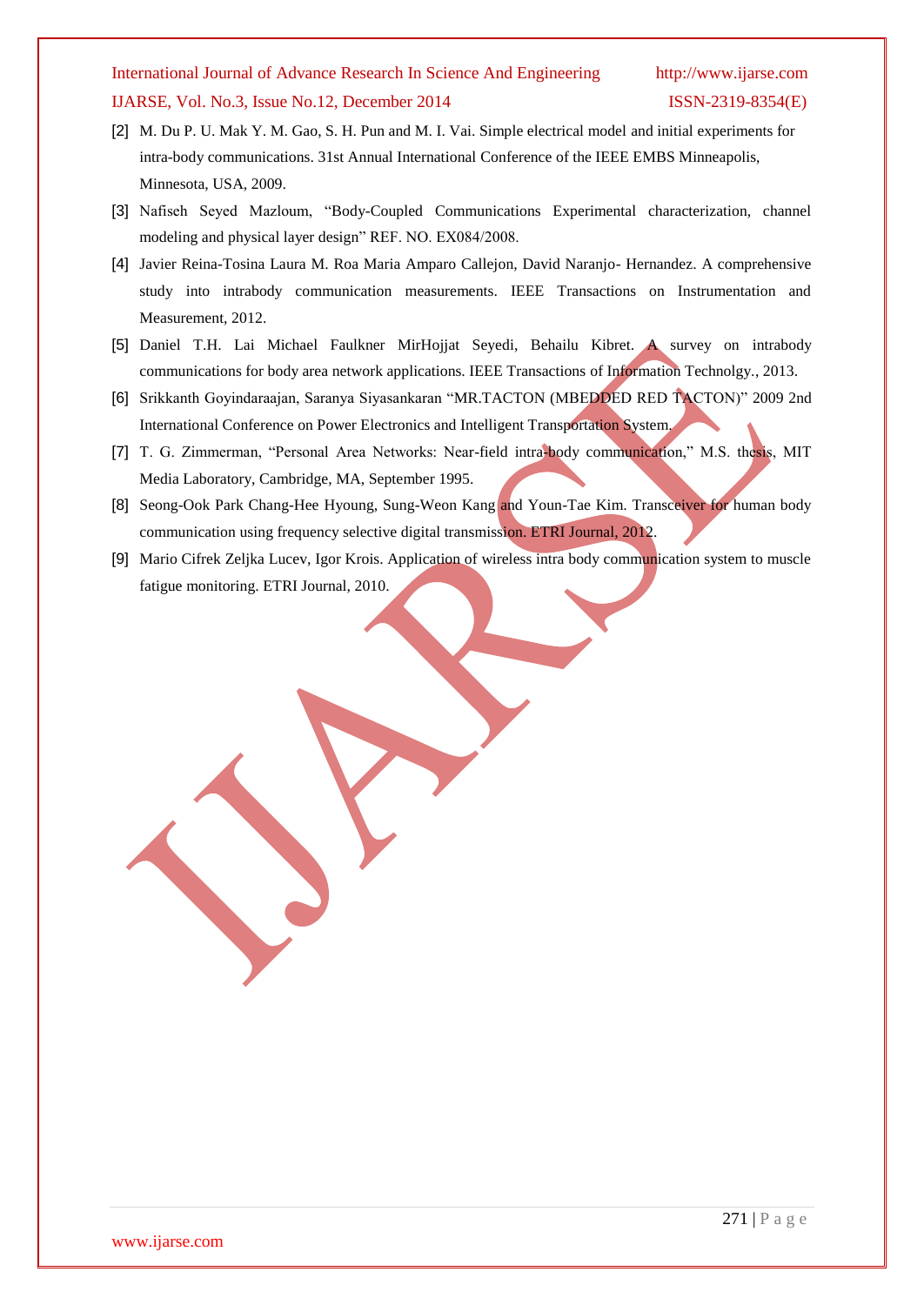[2] M. Du P. U. Mak Y. M. Gao, S. H. Pun and M. I. Vai. Simple electrical model and initial experiments for intra-body communications. 31st Annual International Conference of the IEEE EMBS Minneapolis, Minnesota, USA, 2009.

[3] Nafiseh Seyed Mazloum, "Body-Coupled Communications Experimental characterization, channel modeling and physical layer design" REF. NO. EX084/2008.

[4] Javier Reina-Tosina Laura M. Roa Maria Amparo Callejon, David Naranjo- Hernandez. A comprehensive study into intrabody communication measurements. IEEE Transactions on Instrumentation and Measurement, 2012.

[5] Daniel T.H. Lai Michael Faulkner MirHojjat Seyedi, Behailu Kibret. A survey on intrabody communications for body area network applications. IEEE Transactions of Information Technolgy., 2013.

[6] Srikkanth Goyindaraajan, Saranya Siyasankaran "MR.TACTON (MBEDDED RED TACTON)" 2009 2nd International Conference on Power Electronics and Intelligent Transportation System.

[7] T. G. Zimmerman, "Personal Area Networks: Near-field intra-body communication," M.S. thesis, MIT Media Laboratory, Cambridge, MA, September 1995.

[8] Seong-Ook Park Chang-Hee Hyoung, Sung-Weon Kang and Youn-Tae Kim. Transceiver for human body communication using frequency selective digital transmission. ETRI Journal, 2012.

[9] Mario Cifrek Zeljka Lucev, Igor Krois. Application of wireless intra body communication system to muscle fatigue monitoring. ETRI Journal, 2010.